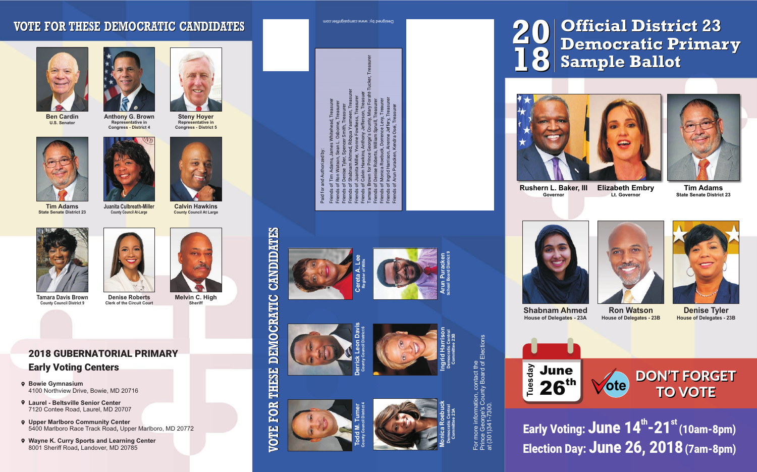# 2018 Official District 23 Democratic Primary Sample Ballot

**Rushern L. Baker, III** — Governor

**Elizabeth Embry** — Lt. Governor

**Tim Adams** — State Senate District 23

**Shabnam Ahmed** — House of Delegates - 23A

**Ron Watson** — House of Delegates - 23B

**Denise Tyler** — House of Delegates - 23B

Tuesday **June 26th**

Vote

**DON'T FORGET TO VOTE**

**Early Voting: June 14th-21st (10am-8pm)**

**Election Day: June 26, 2018 (7am-8pm)**

## VOTE FOR THESE DEMOCRATIC CANDIDATES

**Ben Cardin** — U.S. Senator

**Anthony G. Brown** — Representative in Congress - District 4

**Steny Hoyer** — Representative in Congress - District 5

**Tim Adams** — State Senate District 23

**Juanita Culbreath-Miller** — County Council At-Large

**Calvin Hawkins** — County Council At Large

**Tamara Davis Brown** — County Council District 9

**Denise Roberts** — Clerk of the Circuit Court

**Melvin C. High** — Sheriff

## 2018 GUBERNATORIAL PRIMARY
### Early Voting Centers

- **Bowie Gymnasium**
  4100 Northview Drive, Bowie, MD 20716
- **Laurel - Beltsville Senior Center**
  7120 Contee Road, Laurel, MD 20707
- **Upper Marlboro Community Center**
  5400 Marlboro Race Track Road, Upper Marlboro, MD 20772
- **Wayne K. Curry Sports and Learning Center**
  8001 Sheriff Road, Landover, MD 20785

## VOTE FOR THESE DEMOCRATIC CANDIDATES

**Cereta A. Lee** — Register of Wills

**Arun Puracken** — School Board District 9

**Derrick Leon Davis** — County Council District 6

**Ingrid Harrison** — Democratic Central Committee 23B

**Todd M. Turner** — County Council District 4

**Monica Roebuck** — Democratic Central Committee 23A

For more information, contact the Prince George's County Board of Elections at (301)341-7300.

Paid for and Authorized by:
Friends of Tim Adams, James Whitehead, Treasurer
Friends of Ron Watson, Sean L. Osborne, Treasurer
Friends of Denise Tyler, Spencer Smith, Treasurer
Friends of Shabnam Ahmed, Ribqua Yasmeen, Treasurer
Friends of Juanita Miller, Yvonne Fowlkess, Treasurer
Friends of Calvin Hawkins, Anthony Jefferson, Treasurer
Tamara Brown for Prince George's County, Mary Forsht-Tucker, Treasurer
Friends of Denise Roberts, William Spruill, Treasurer
Friends of Monica Roebuck, Dominick Levy, Treasurer
Friends of Ingrid Harrison, Artennie Jeffery, Treasurer
Friends of Arun Puracken, Kendra Osei, Treasurer

Designed by: www.campaignflier.com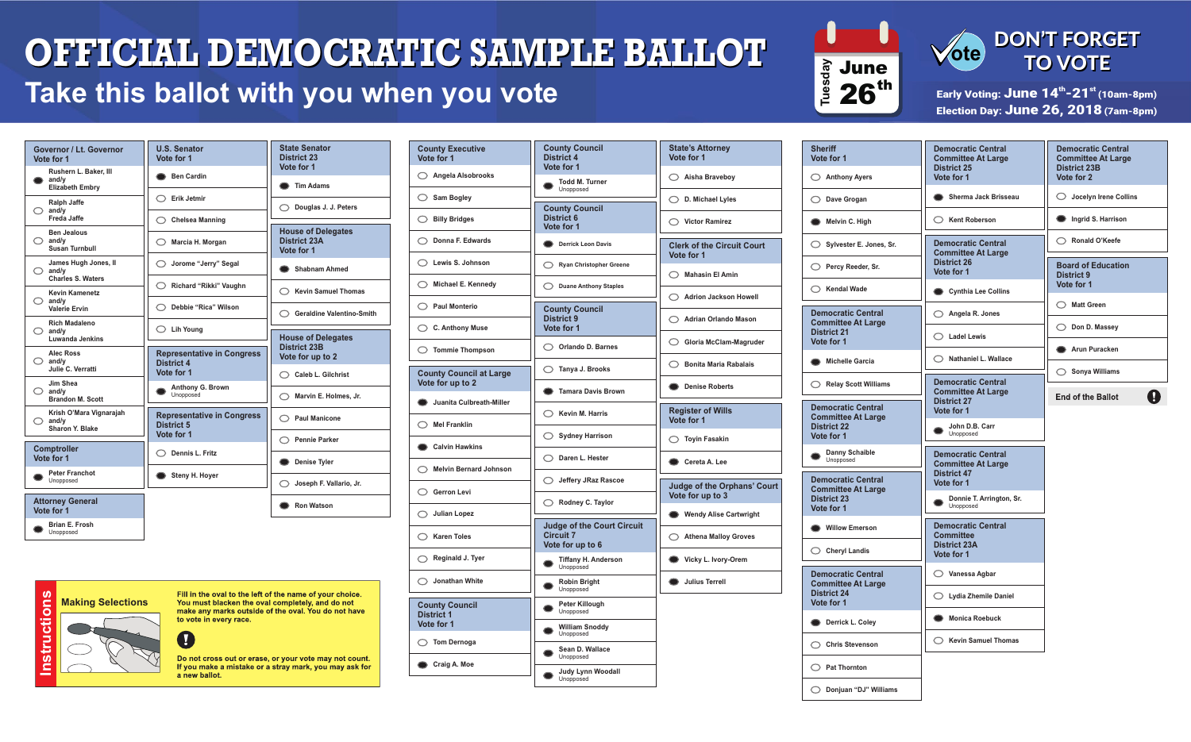# OFFICIAL DEMOCRATIC SAMPLE BALLOT

## Take this ballot with you when you vote

Tuesday June 26th

DON'T FORGET TO VOTE

Early Voting: June 14th-21st (10am-8pm)

Election Day: June 26, 2018 (7am-8pm)

### Governor / Lt. Governor
Vote for 1

- ● Rushern L. Baker, III and/ Elizabeth Embry
- ○ Ralph Jaffe and/ Freda Jaffe
- ○ Ben Jealous and/ Susan Turnbull
- ○ James Hugh Jones, II and/ Charles S. Waters
- ○ Kevin Kamenetz and/ Valerie Ervin
- ○ Rich Madaleno and/ Luwanda Jenkins
- ○ Alec Ross and/ Julie C. Verratti
- ○ Jim Shea and/ Brandon M. Scott
- ○ Krish O'Mara Vignarajah and/ Sharon Y. Blake

### Comptroller
Vote for 1

- ● Peter Franchot (Unopposed)

### Attorney General
Vote for 1

- ● Brian E. Frosh (Unopposed)

### U.S. Senator
Vote for 1

- ● Ben Cardin
- ○ Erik Jetmir
- ○ Chelsea Manning
- ○ Marcia H. Morgan
- ○ Jorome "Jerry" Segal
- ○ Richard "Rikki" Vaughn
- ○ Debbie "Rica" Wilson
- ○ Lih Young

### Representative in Congress District 4
Vote for 1

- ● Anthony G. Brown (Unopposed)

### Representative in Congress District 5
Vote for 1

- ○ Dennis L. Fritz
- ● Steny H. Hoyer

### State Senator District 23
Vote for 1

- ● Tim Adams
- ○ Douglas J. J. Peters

### House of Delegates District 23A
Vote for 1

- ● Shabnam Ahmed
- ○ Kevin Samuel Thomas
- ○ Geraldine Valentino-Smith

### House of Delegates District 23B
Vote for up to 2

- ○ Caleb L. Gilchrist
- ○ Marvin E. Holmes, Jr.
- ○ Paul Manicone
- ○ Pennie Parker
- ● Denise Tyler
- ○ Joseph F. Vallario, Jr.
- ● Ron Watson

### Instructions

**Making Selections**

Fill in the oval to the left of the name of your choice. You must blacken the oval completely, and do not make any marks outside of the oval. You do not have to vote in every race.

Do not cross out or erase, or your vote may not count. If you make a mistake or a stray mark, you may ask for a new ballot.

### County Executive
Vote for 1

- ○ Angela Alsobrooks
- ○ Sam Bogley
- ○ Billy Bridges
- ○ Donna F. Edwards
- ○ Lewis S. Johnson
- ○ Michael E. Kennedy
- ○ Paul Monteiro
- ○ C. Anthony Muse
- ○ Tommie Thompson

### County Council at Large
Vote for up to 2

- ● Juanita Culbreath-Miller
- ○ Mel Franklin
- ● Calvin Hawkins
- ○ Melvin Bernard Johnson
- ○ Gerron Levi
- ○ Julian Lopez
- ○ Karen Toles
- ○ Reginald J. Tyer
- ○ Jonathan White

### County Council District 1
Vote for 1

- ○ Tom Dernoga
- ● Craig A. Moe

### County Council District 4
Vote for 1

- ● Todd M. Turner (Unopposed)

### County Council District 6
Vote for 1

- ● Derrick Leon Davis
- ○ Ryan Christopher Greene
- ○ Duane Anthony Staples

### County Council District 9
Vote for 1

- ○ Orlando D. Barnes
- ○ Tanya J. Brooks
- ● Tamara Davis Brown
- ○ Kevin M. Harris
- ○ Sydney Harrison
- ○ Daren L. Hester
- ○ Jeffery JRaz Rascoe
- ○ Rodney C. Taylor

### Judge of the Court Circuit Circuit 7
Vote for up to 6

- ● Tiffany H. Anderson (Unopposed)
- ● Robin Bright (Unopposed)
- ● Peter Killough (Unopposed)
- ● William Snoddy (Unopposed)
- ● Sean D. Wallace (Unopposed)
- ● Judy Lynn Woodall (Unopposed)

### State's Attorney
Vote for 1

- ○ Aisha Braveboy
- ○ D. Michael Lyles
- ○ Victor Ramirez

### Clerk of the Circuit Court
Vote for 1

- ○ Mahasin El Amin
- ○ Adrion Jackson Howell
- ○ Adrian Orlando Mason
- ○ Gloria McClam-Magruder
- ○ Bonita Maria Rabalais
- ● Denise Roberts

### Register of Wills
Vote for 1

- ○ Toyin Fasakin
- ● Cereta A. Lee

### Judge of the Orphans' Court
Vote for up to 3

- ● Wendy Alise Cartwright
- ○ Athena Malloy Groves
- ● Vicky L. Ivory-Orem
- ● Julius Terrell

### Sheriff
Vote for 1

- ○ Anthony Ayers
- ○ Dave Grogan
- ● Melvin C. High
- ○ Sylvester E. Jones, Sr.
- ○ Percy Reeder, Sr.
- ○ Kendal Wade

### Democratic Central Committee At Large District 21
Vote for 1

- ● Michelle Garcia
- ○ Relay Scott Williams

### Democratic Central Committee At Large District 22
Vote for 1

- ● Danny Schaible (Unopposed)

### Democratic Central Committee At Large District 23
Vote for 1

- ● Willow Emerson
- ○ Cheryl Landis

### Democratic Central Committee At Large District 24
Vote for 1

- ● Derrick L. Coley
- ○ Chris Stevenson
- ○ Pat Thornton
- ○ Donjuan "DJ" Williams

### Democratic Central Committee At Large District 25
Vote for 1

- ● Sherma Jack Brisseau
- ○ Kent Roberson

### Democratic Central Committee At Large District 26
Vote for 1

- ● Cynthia Lee Collins
- ○ Angela R. Jones
- ○ Ladel Lewis
- ○ Nathaniel L. Wallace

### Democratic Central Committee At Large District 27
Vote for 1

- ● John D.B. Carr (Unopposed)

### Democratic Central Committee At Large District 47
Vote for 1

- ● Donnie T. Arrington, Sr. (Unopposed)

### Democratic Central Committee District 23A
Vote for 1

- ○ Vanessa Agbar
- ○ Lydia Zhemile Daniel
- ● Monica Roebuck
- ○ Kevin Samuel Thomas

### Democratic Central Committee At Large District 23B
Vote for 2

- ○ Jocelyn Irene Collins
- ● Ingrid S. Harrison
- ○ Ronald O'Keefe

### Board of Education District 9
Vote for 1

- ○ Matt Green
- ○ Don D. Massey
- ● Arun Puracken
- ○ Sonya Williams

End of the Ballot